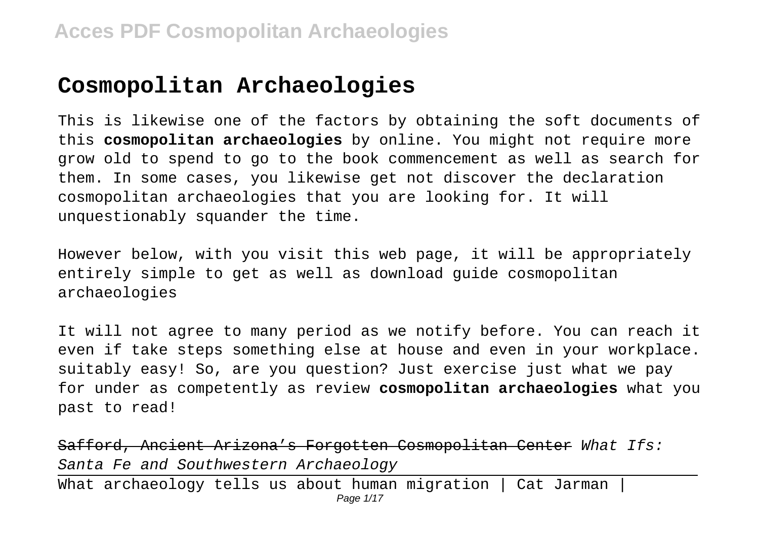# Cosmopolitan Archaeologies

This is likewise one of the factors by obtaining the soft documents of this **cosmopolitan archaeologies** by online. You might not require more grow old to spend to go to the book commencement as well as search for them. In some cases, you likewise get not discover the declaration cosmopolitan archaeologies that you are looking for. It will unquestionably squander the time.

However below, with you visit this web page, it will be appropriately entirely simple to get as well as download guide cosmopolitan archaeologies

It will not agree to many period as we notify before. You can reach it even if take steps something else at house and even in your workplace. suitably easy! So, are you question? Just exercise just what we pay for under as competently as review **cosmopolitan archaeologies** what you past to read!

~~Safford, Ancient Arizona's Forgotten Cosmopolitan Center~~ *What Ifs: Santa Fe and Southwestern Archaeology*

What archaeology tells us about human migration | Cat Jarman |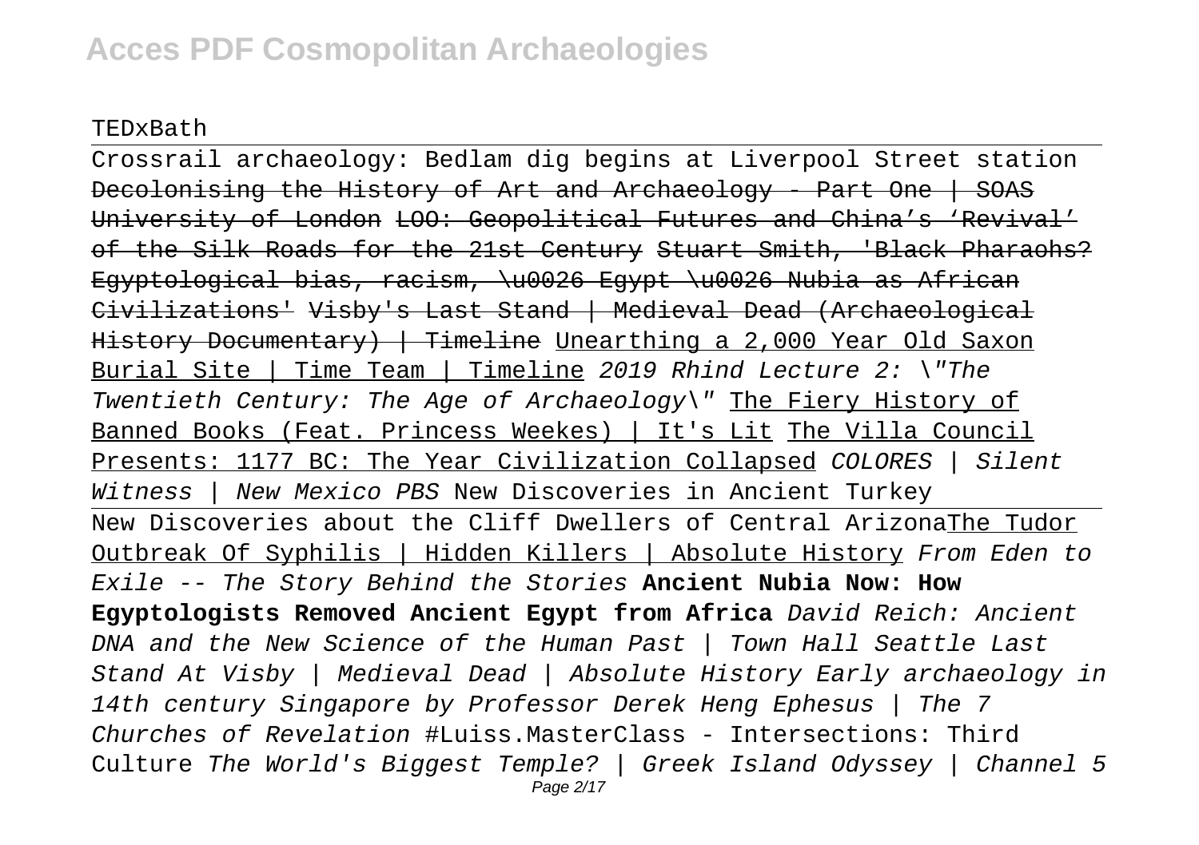TEDxBath

Crossrail archaeology: Bedlam dig begins at Liverpool Street station ~~Decolonising the History of Art and Archaeology - Part One | SOAS University of London~~ ~~LOO: Geopolitical Futures and China's 'Revival' of the Silk Roads for the 21st Century~~ ~~Stuart Smith, 'Black Pharaohs? Egyptological bias, racism, \u0026 Egypt \u0026 Nubia as African Civilizations'~~ ~~Visby's Last Stand | Medieval Dead (Archaeological History Documentary) | Timeline~~ Unearthing a 2,000 Year Old Saxon Burial Site | Time Team | Timeline *2019 Rhind Lecture 2: \"The Twentieth Century: The Age of Archaeology\"* The Fiery History of Banned Books (Feat. Princess Weekes) | It's Lit The Villa Council Presents: 1177 BC: The Year Civilization Collapsed *COLORES | Silent Witness | New Mexico PBS* New Discoveries in Ancient Turkey

New Discoveries about the Cliff Dwellers of Central ArizonaThe Tudor Outbreak Of Syphilis | Hidden Killers | Absolute History *From Eden to Exile -- The Story Behind the Stories* **Ancient Nubia Now: How Egyptologists Removed Ancient Egypt from Africa** *David Reich: Ancient DNA and the New Science of the Human Past | Town Hall Seattle Last Stand At Visby | Medieval Dead | Absolute History Early archaeology in 14th century Singapore by Professor Derek Heng Ephesus | The 7 Churches of Revelation* #Luiss.MasterClass - Intersections: Third Culture *The World's Biggest Temple? | Greek Island Odyssey | Channel 5*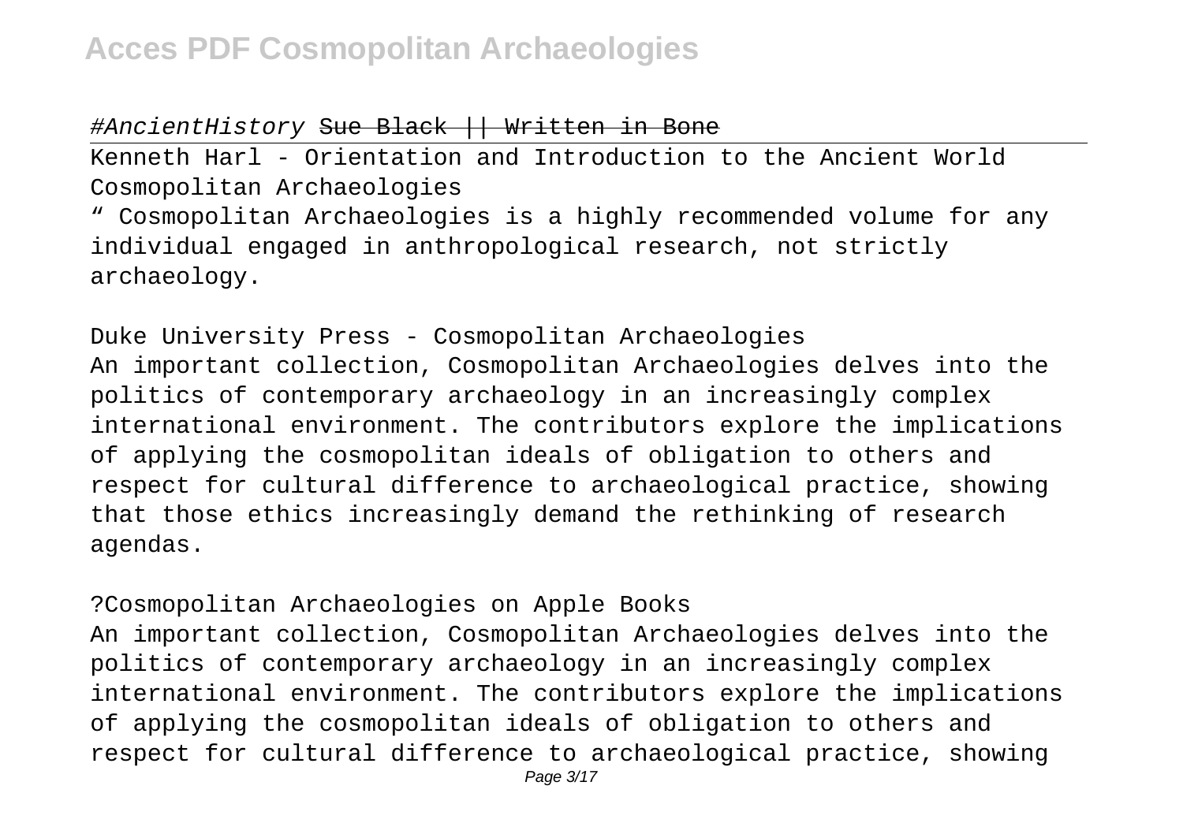#AncientHistory ~~Sue Black || Written in Bone~~

Kenneth Harl - Orientation and Introduction to the Ancient World
Cosmopolitan Archaeologies

" Cosmopolitan Archaeologies is a highly recommended volume for any individual engaged in anthropological research, not strictly archaeology.

Duke University Press - Cosmopolitan Archaeologies

An important collection, Cosmopolitan Archaeologies delves into the politics of contemporary archaeology in an increasingly complex international environment. The contributors explore the implications of applying the cosmopolitan ideals of obligation to others and respect for cultural difference to archaeological practice, showing that those ethics increasingly demand the rethinking of research agendas.

?Cosmopolitan Archaeologies on Apple Books

An important collection, Cosmopolitan Archaeologies delves into the politics of contemporary archaeology in an increasingly complex international environment. The contributors explore the implications of applying the cosmopolitan ideals of obligation to others and respect for cultural difference to archaeological practice, showing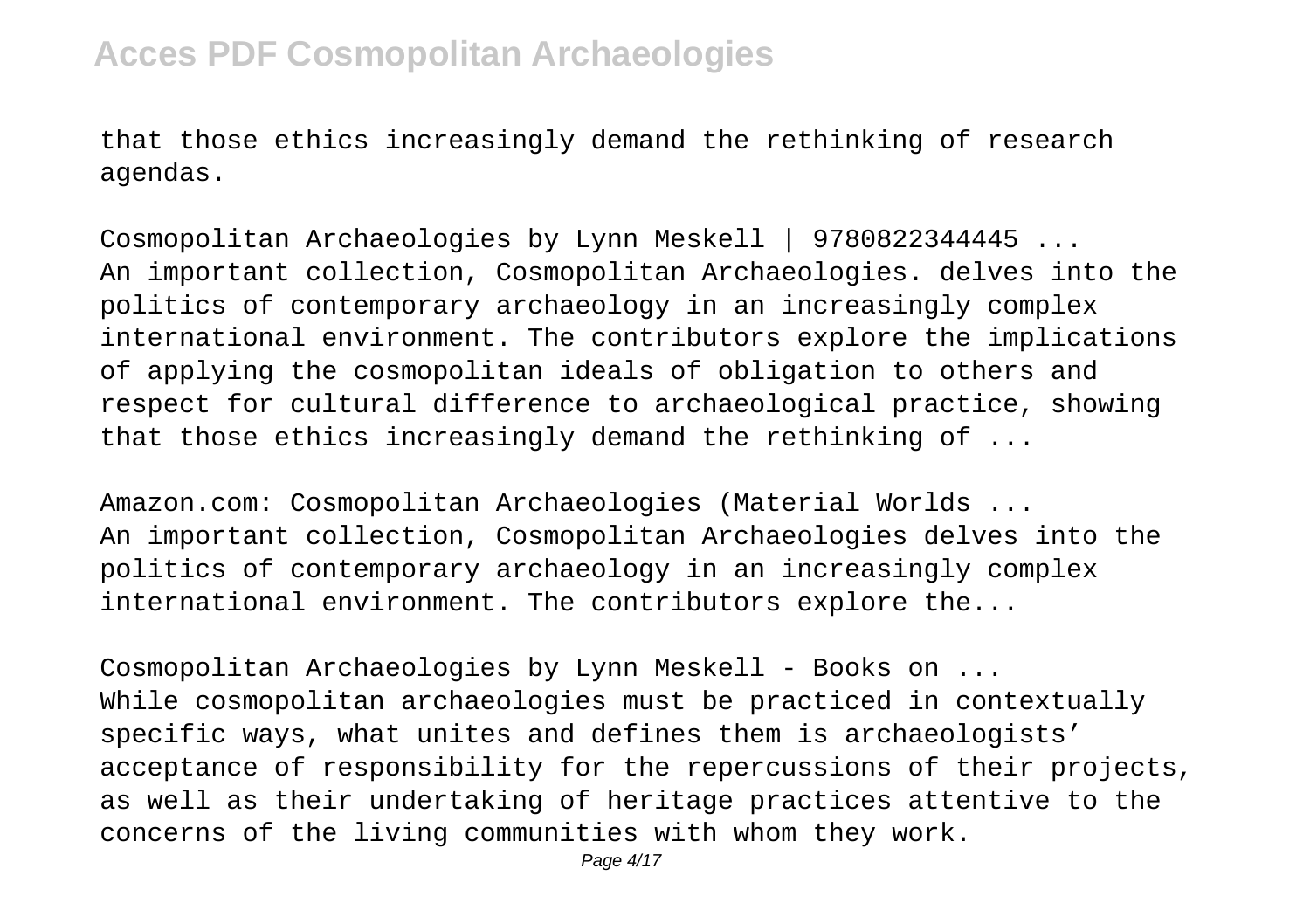that those ethics increasingly demand the rethinking of research agendas.

Cosmopolitan Archaeologies by Lynn Meskell | 9780822344445 ...
An important collection, Cosmopolitan Archaeologies. delves into the politics of contemporary archaeology in an increasingly complex international environment. The contributors explore the implications of applying the cosmopolitan ideals of obligation to others and respect for cultural difference to archaeological practice, showing that those ethics increasingly demand the rethinking of ...

Amazon.com: Cosmopolitan Archaeologies (Material Worlds ...
An important collection, Cosmopolitan Archaeologies delves into the politics of contemporary archaeology in an increasingly complex international environment. The contributors explore the...

Cosmopolitan Archaeologies by Lynn Meskell - Books on ...
While cosmopolitan archaeologies must be practiced in contextually specific ways, what unites and defines them is archaeologists' acceptance of responsibility for the repercussions of their projects, as well as their undertaking of heritage practices attentive to the concerns of the living communities with whom they work.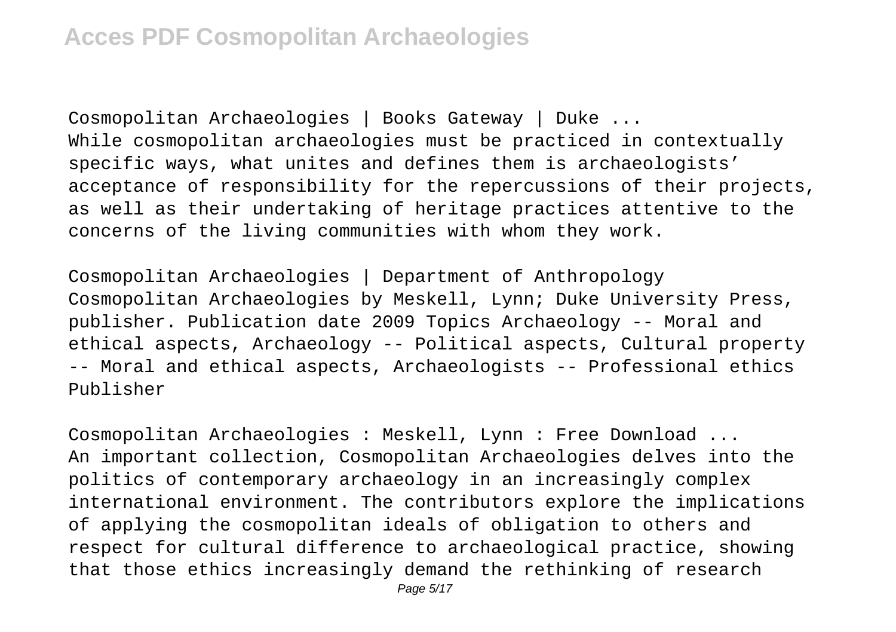Cosmopolitan Archaeologies | Books Gateway | Duke ...
While cosmopolitan archaeologies must be practiced in contextually specific ways, what unites and defines them is archaeologists' acceptance of responsibility for the repercussions of their projects, as well as their undertaking of heritage practices attentive to the concerns of the living communities with whom they work.

Cosmopolitan Archaeologies | Department of Anthropology
Cosmopolitan Archaeologies by Meskell, Lynn; Duke University Press, publisher. Publication date 2009 Topics Archaeology -- Moral and ethical aspects, Archaeology -- Political aspects, Cultural property -- Moral and ethical aspects, Archaeologists -- Professional ethics Publisher

Cosmopolitan Archaeologies : Meskell, Lynn : Free Download ...
An important collection, Cosmopolitan Archaeologies delves into the politics of contemporary archaeology in an increasingly complex international environment. The contributors explore the implications of applying the cosmopolitan ideals of obligation to others and respect for cultural difference to archaeological practice, showing that those ethics increasingly demand the rethinking of research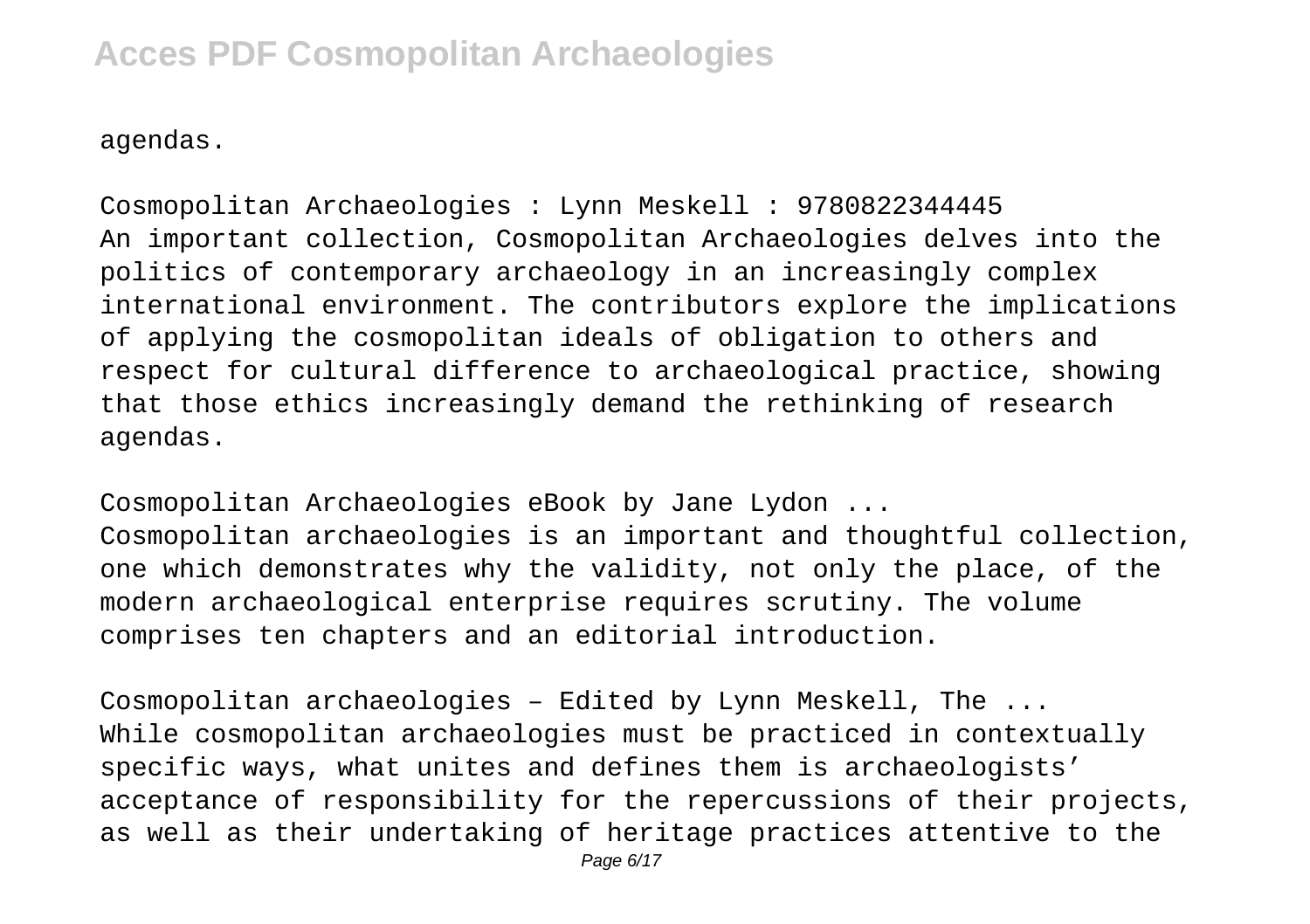agendas.

Cosmopolitan Archaeologies : Lynn Meskell : 9780822344445
An important collection, Cosmopolitan Archaeologies delves into the politics of contemporary archaeology in an increasingly complex international environment. The contributors explore the implications of applying the cosmopolitan ideals of obligation to others and respect for cultural difference to archaeological practice, showing that those ethics increasingly demand the rethinking of research agendas.

Cosmopolitan Archaeologies eBook by Jane Lydon ...
Cosmopolitan archaeologies is an important and thoughtful collection, one which demonstrates why the validity, not only the place, of the modern archaeological enterprise requires scrutiny. The volume comprises ten chapters and an editorial introduction.

Cosmopolitan archaeologies – Edited by Lynn Meskell, The ...
While cosmopolitan archaeologies must be practiced in contextually specific ways, what unites and defines them is archaeologists' acceptance of responsibility for the repercussions of their projects, as well as their undertaking of heritage practices attentive to the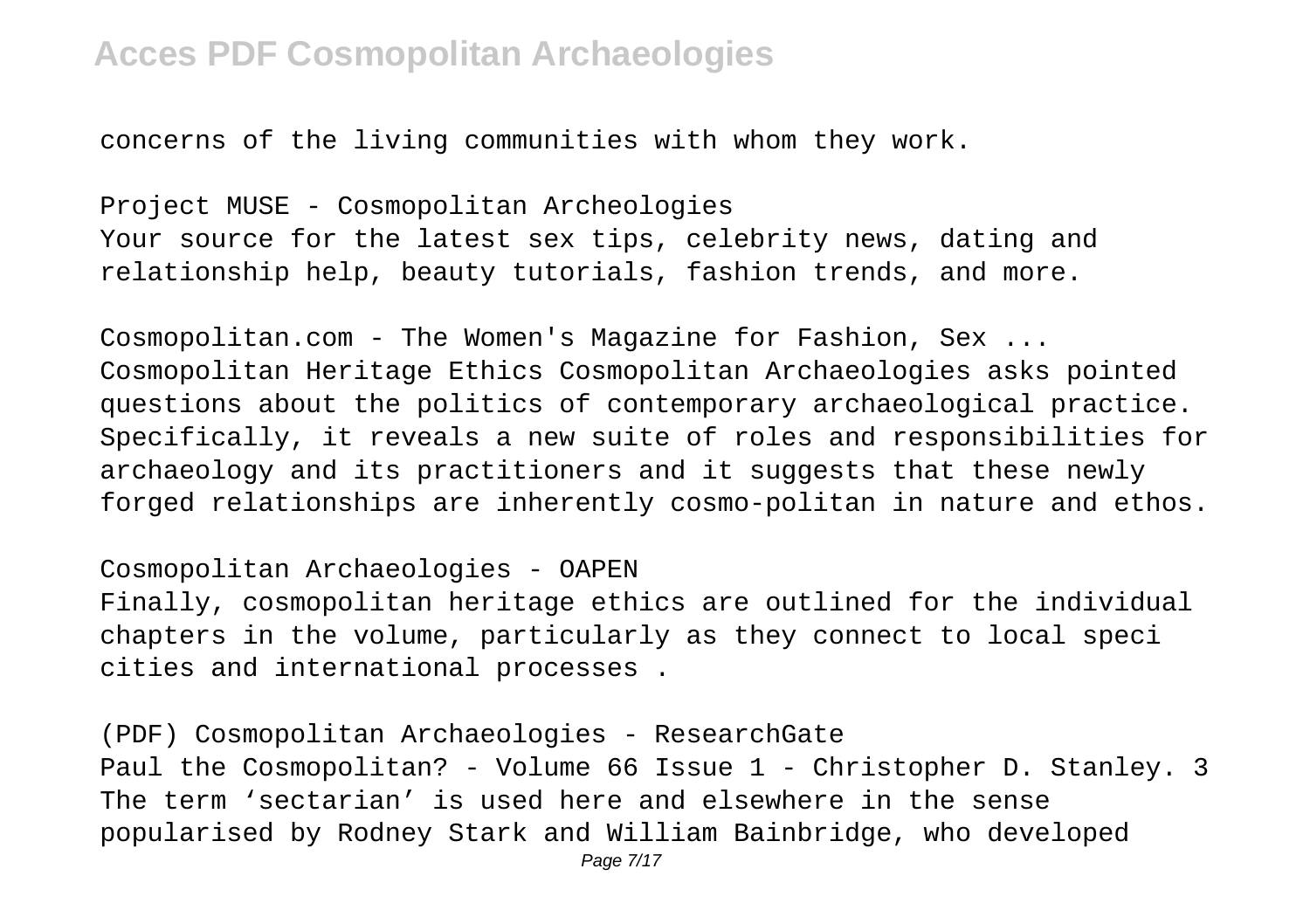concerns of the living communities with whom they work.

Project MUSE - Cosmopolitan Archeologies
Your source for the latest sex tips, celebrity news, dating and relationship help, beauty tutorials, fashion trends, and more.

Cosmopolitan.com - The Women's Magazine for Fashion, Sex ...
Cosmopolitan Heritage Ethics Cosmopolitan Archaeologies asks pointed questions about the politics of contemporary archaeological practice. Specifically, it reveals a new suite of roles and responsibilities for archaeology and its practitioners and it suggests that these newly forged relationships are inherently cosmo-politan in nature and ethos.

Cosmopolitan Archaeologies - OAPEN
Finally, cosmopolitan heritage ethics are outlined for the individual chapters in the volume, particularly as they connect to local speci cities and international processes .

(PDF) Cosmopolitan Archaeologies - ResearchGate
Paul the Cosmopolitan? - Volume 66 Issue 1 - Christopher D. Stanley. 3 The term 'sectarian' is used here and elsewhere in the sense popularised by Rodney Stark and William Bainbridge, who developed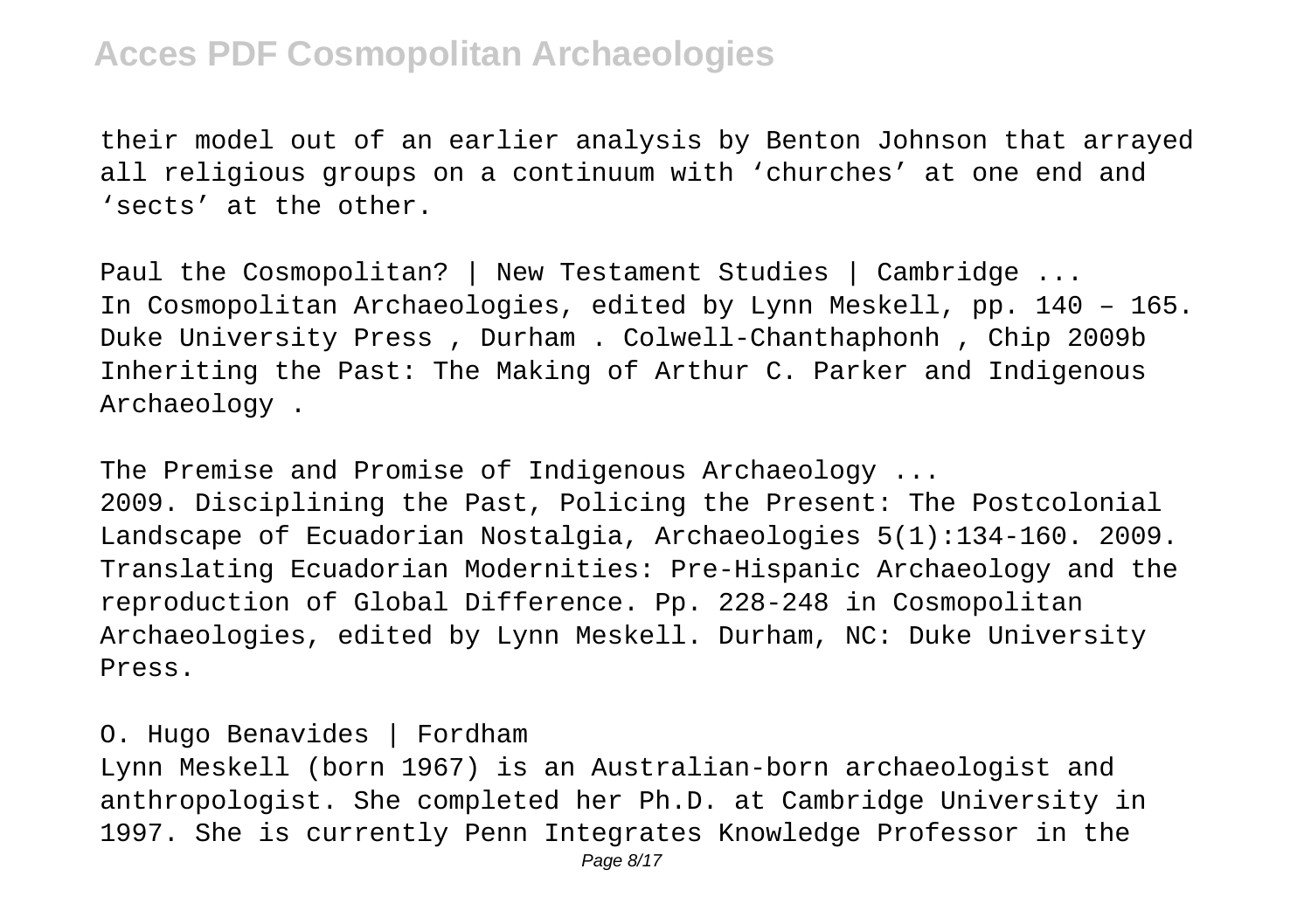their model out of an earlier analysis by Benton Johnson that arrayed all religious groups on a continuum with 'churches' at one end and 'sects' at the other.

Paul the Cosmopolitan? | New Testament Studies | Cambridge ...
In Cosmopolitan Archaeologies, edited by Lynn Meskell, pp. 140 – 165. Duke University Press , Durham . Colwell-Chanthaphonh , Chip 2009b Inheriting the Past: The Making of Arthur C. Parker and Indigenous Archaeology .

The Premise and Promise of Indigenous Archaeology ...
2009. Disciplining the Past, Policing the Present: The Postcolonial Landscape of Ecuadorian Nostalgia, Archaeologies 5(1):134-160. 2009. Translating Ecuadorian Modernities: Pre-Hispanic Archaeology and the reproduction of Global Difference. Pp. 228-248 in Cosmopolitan Archaeologies, edited by Lynn Meskell. Durham, NC: Duke University Press.

O. Hugo Benavides | Fordham
Lynn Meskell (born 1967) is an Australian-born archaeologist and anthropologist. She completed her Ph.D. at Cambridge University in 1997. She is currently Penn Integrates Knowledge Professor in the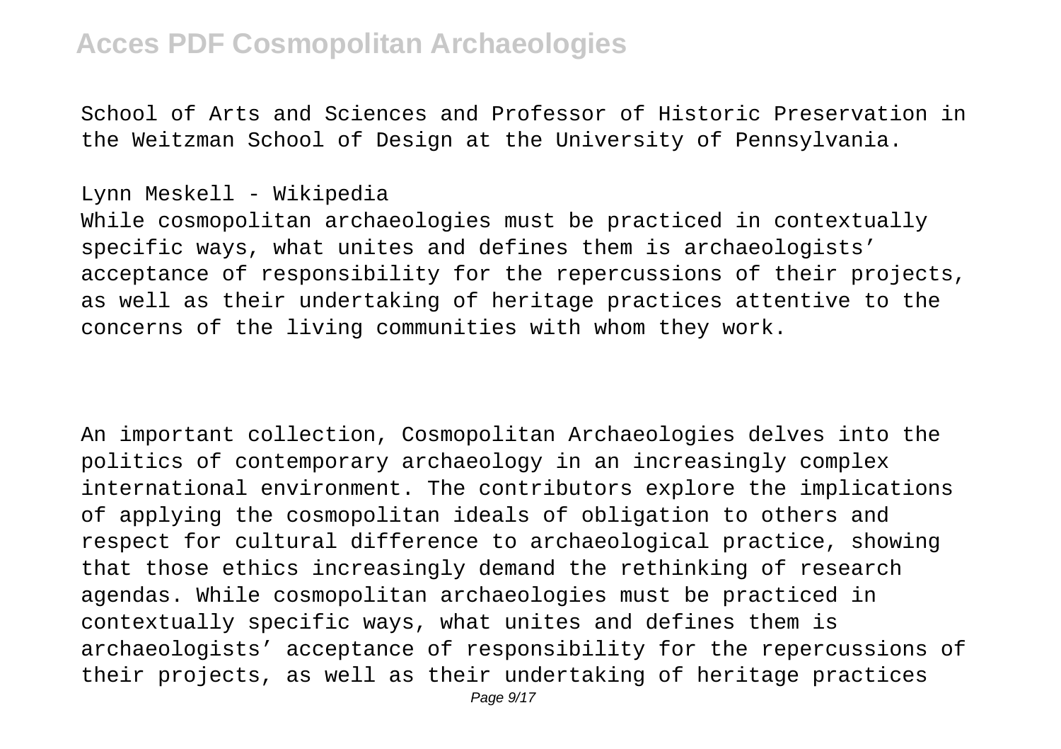School of Arts and Sciences and Professor of Historic Preservation in the Weitzman School of Design at the University of Pennsylvania.

Lynn Meskell - Wikipedia

While cosmopolitan archaeologies must be practiced in contextually specific ways, what unites and defines them is archaeologists' acceptance of responsibility for the repercussions of their projects, as well as their undertaking of heritage practices attentive to the concerns of the living communities with whom they work.

An important collection, Cosmopolitan Archaeologies delves into the politics of contemporary archaeology in an increasingly complex international environment. The contributors explore the implications of applying the cosmopolitan ideals of obligation to others and respect for cultural difference to archaeological practice, showing that those ethics increasingly demand the rethinking of research agendas. While cosmopolitan archaeologies must be practiced in contextually specific ways, what unites and defines them is archaeologists' acceptance of responsibility for the repercussions of their projects, as well as their undertaking of heritage practices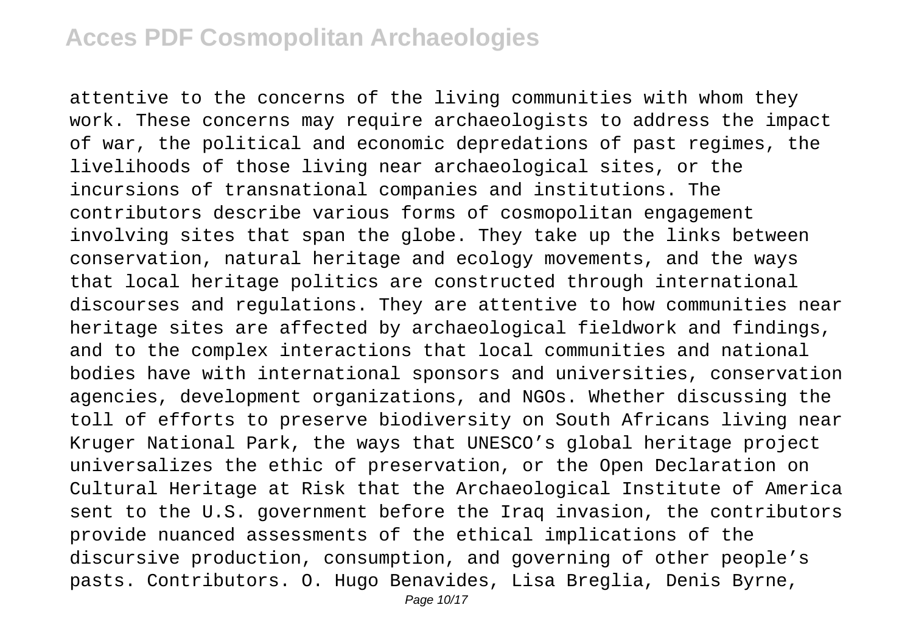attentive to the concerns of the living communities with whom they work. These concerns may require archaeologists to address the impact of war, the political and economic depredations of past regimes, the livelihoods of those living near archaeological sites, or the incursions of transnational companies and institutions. The contributors describe various forms of cosmopolitan engagement involving sites that span the globe. They take up the links between conservation, natural heritage and ecology movements, and the ways that local heritage politics are constructed through international discourses and regulations. They are attentive to how communities near heritage sites are affected by archaeological fieldwork and findings, and to the complex interactions that local communities and national bodies have with international sponsors and universities, conservation agencies, development organizations, and NGOs. Whether discussing the toll of efforts to preserve biodiversity on South Africans living near Kruger National Park, the ways that UNESCO's global heritage project universalizes the ethic of preservation, or the Open Declaration on Cultural Heritage at Risk that the Archaeological Institute of America sent to the U.S. government before the Iraq invasion, the contributors provide nuanced assessments of the ethical implications of the discursive production, consumption, and governing of other people's pasts. Contributors. O. Hugo Benavides, Lisa Breglia, Denis Byrne,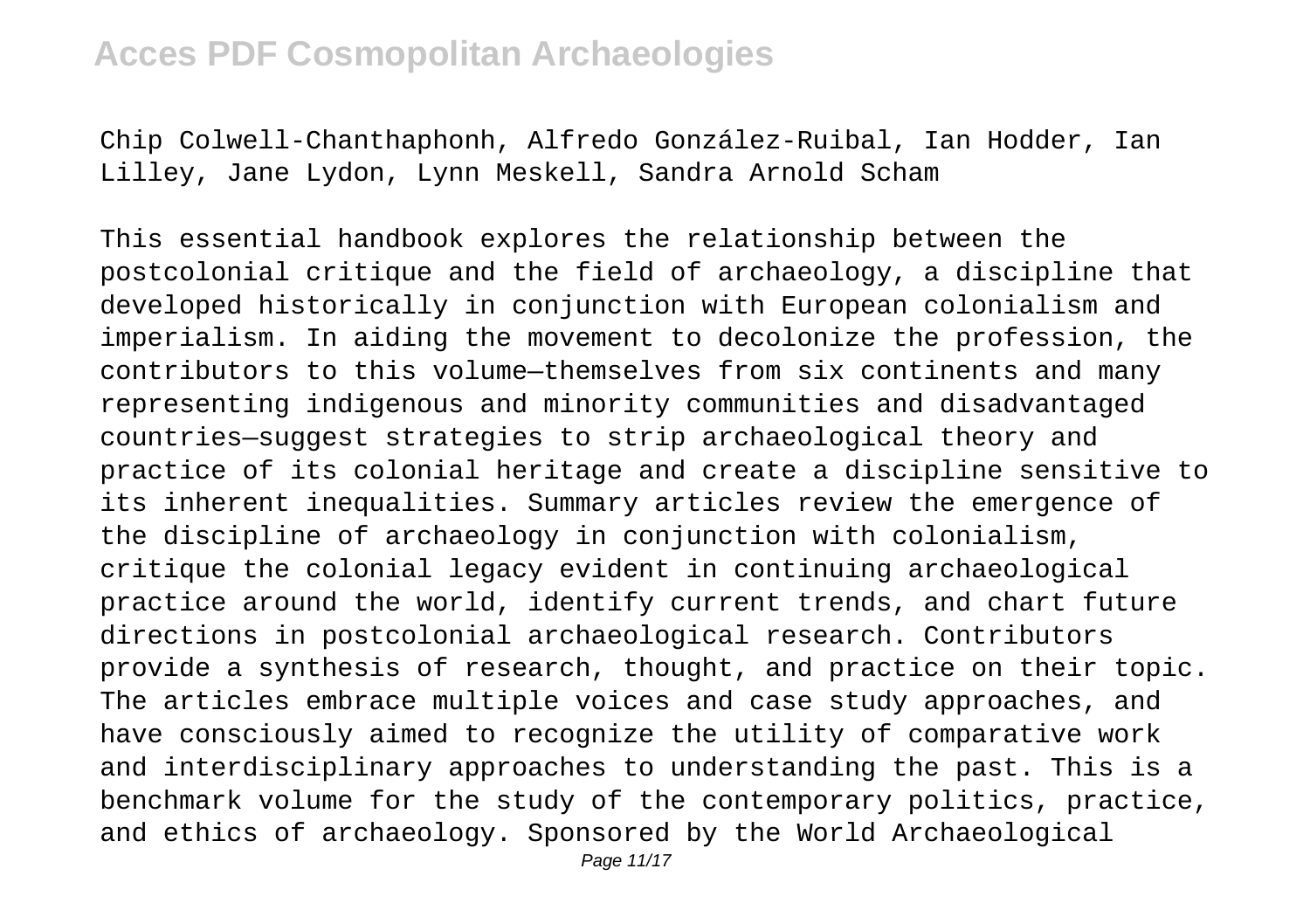Chip Colwell-Chanthaphonh, Alfredo González-Ruibal, Ian Hodder, Ian Lilley, Jane Lydon, Lynn Meskell, Sandra Arnold Scham

This essential handbook explores the relationship between the postcolonial critique and the field of archaeology, a discipline that developed historically in conjunction with European colonialism and imperialism. In aiding the movement to decolonize the profession, the contributors to this volume—themselves from six continents and many representing indigenous and minority communities and disadvantaged countries—suggest strategies to strip archaeological theory and practice of its colonial heritage and create a discipline sensitive to its inherent inequalities. Summary articles review the emergence of the discipline of archaeology in conjunction with colonialism, critique the colonial legacy evident in continuing archaeological practice around the world, identify current trends, and chart future directions in postcolonial archaeological research. Contributors provide a synthesis of research, thought, and practice on their topic. The articles embrace multiple voices and case study approaches, and have consciously aimed to recognize the utility of comparative work and interdisciplinary approaches to understanding the past. This is a benchmark volume for the study of the contemporary politics, practice, and ethics of archaeology. Sponsored by the World Archaeological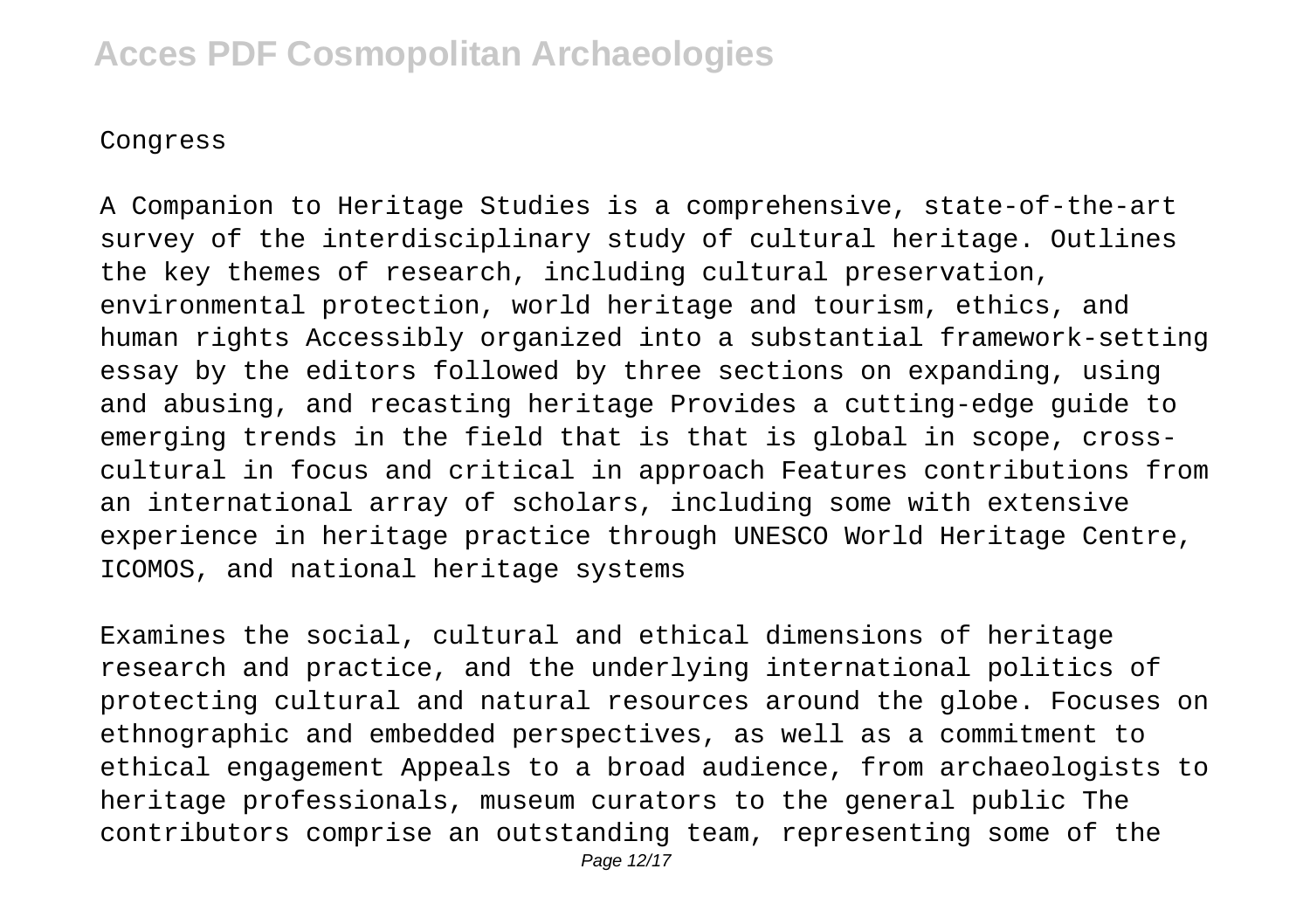Congress

A Companion to Heritage Studies is a comprehensive, state-of-the-art survey of the interdisciplinary study of cultural heritage. Outlines the key themes of research, including cultural preservation, environmental protection, world heritage and tourism, ethics, and human rights Accessibly organized into a substantial framework-setting essay by the editors followed by three sections on expanding, using and abusing, and recasting heritage Provides a cutting-edge guide to emerging trends in the field that is that is global in scope, cross-cultural in focus and critical in approach Features contributions from an international array of scholars, including some with extensive experience in heritage practice through UNESCO World Heritage Centre, ICOMOS, and national heritage systems

Examines the social, cultural and ethical dimensions of heritage research and practice, and the underlying international politics of protecting cultural and natural resources around the globe. Focuses on ethnographic and embedded perspectives, as well as a commitment to ethical engagement Appeals to a broad audience, from archaeologists to heritage professionals, museum curators to the general public The contributors comprise an outstanding team, representing some of the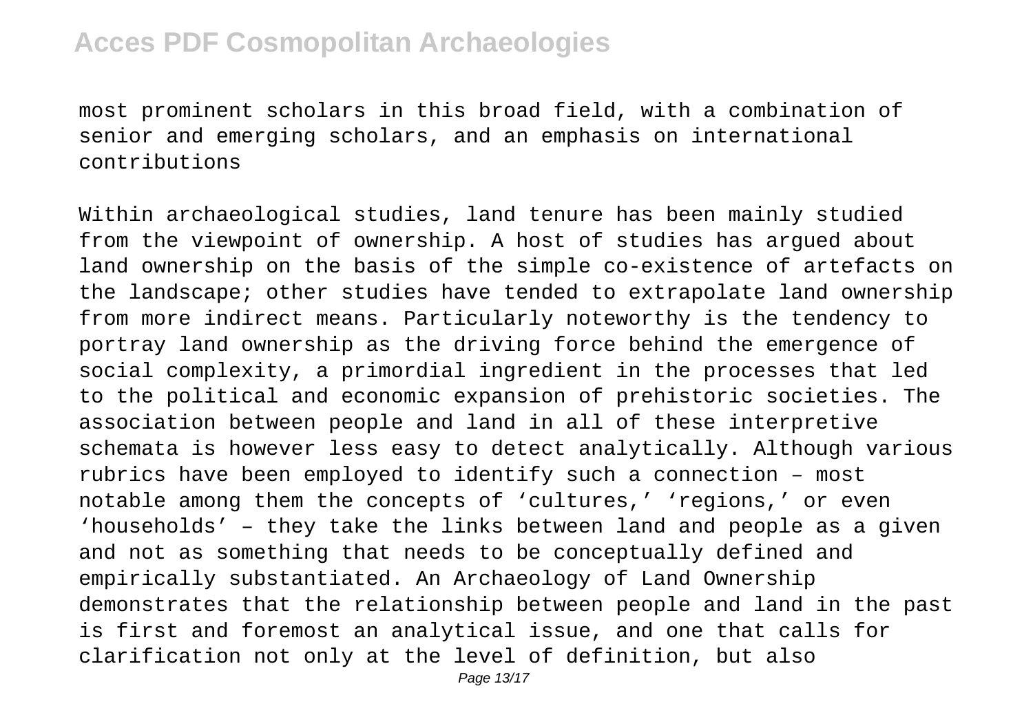most prominent scholars in this broad field, with a combination of senior and emerging scholars, and an emphasis on international contributions

Within archaeological studies, land tenure has been mainly studied from the viewpoint of ownership. A host of studies has argued about land ownership on the basis of the simple co-existence of artefacts on the landscape; other studies have tended to extrapolate land ownership from more indirect means. Particularly noteworthy is the tendency to portray land ownership as the driving force behind the emergence of social complexity, a primordial ingredient in the processes that led to the political and economic expansion of prehistoric societies. The association between people and land in all of these interpretive schemata is however less easy to detect analytically. Although various rubrics have been employed to identify such a connection – most notable among them the concepts of 'cultures,' 'regions,' or even 'households' – they take the links between land and people as a given and not as something that needs to be conceptually defined and empirically substantiated. An Archaeology of Land Ownership demonstrates that the relationship between people and land in the past is first and foremost an analytical issue, and one that calls for clarification not only at the level of definition, but also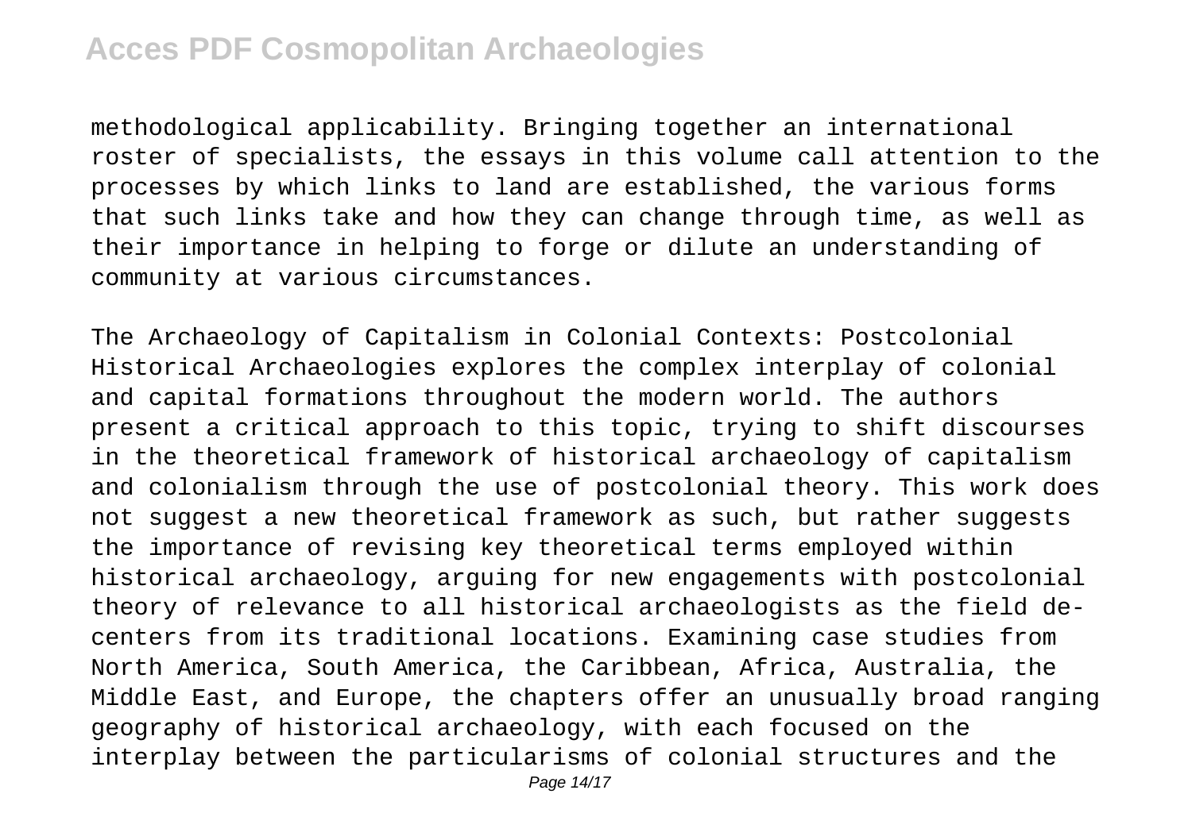methodological applicability. Bringing together an international roster of specialists, the essays in this volume call attention to the processes by which links to land are established, the various forms that such links take and how they can change through time, as well as their importance in helping to forge or dilute an understanding of community at various circumstances.

The Archaeology of Capitalism in Colonial Contexts: Postcolonial Historical Archaeologies explores the complex interplay of colonial and capital formations throughout the modern world. The authors present a critical approach to this topic, trying to shift discourses in the theoretical framework of historical archaeology of capitalism and colonialism through the use of postcolonial theory. This work does not suggest a new theoretical framework as such, but rather suggests the importance of revising key theoretical terms employed within historical archaeology, arguing for new engagements with postcolonial theory of relevance to all historical archaeologists as the field de-centers from its traditional locations. Examining case studies from North America, South America, the Caribbean, Africa, Australia, the Middle East, and Europe, the chapters offer an unusually broad ranging geography of historical archaeology, with each focused on the interplay between the particularisms of colonial structures and the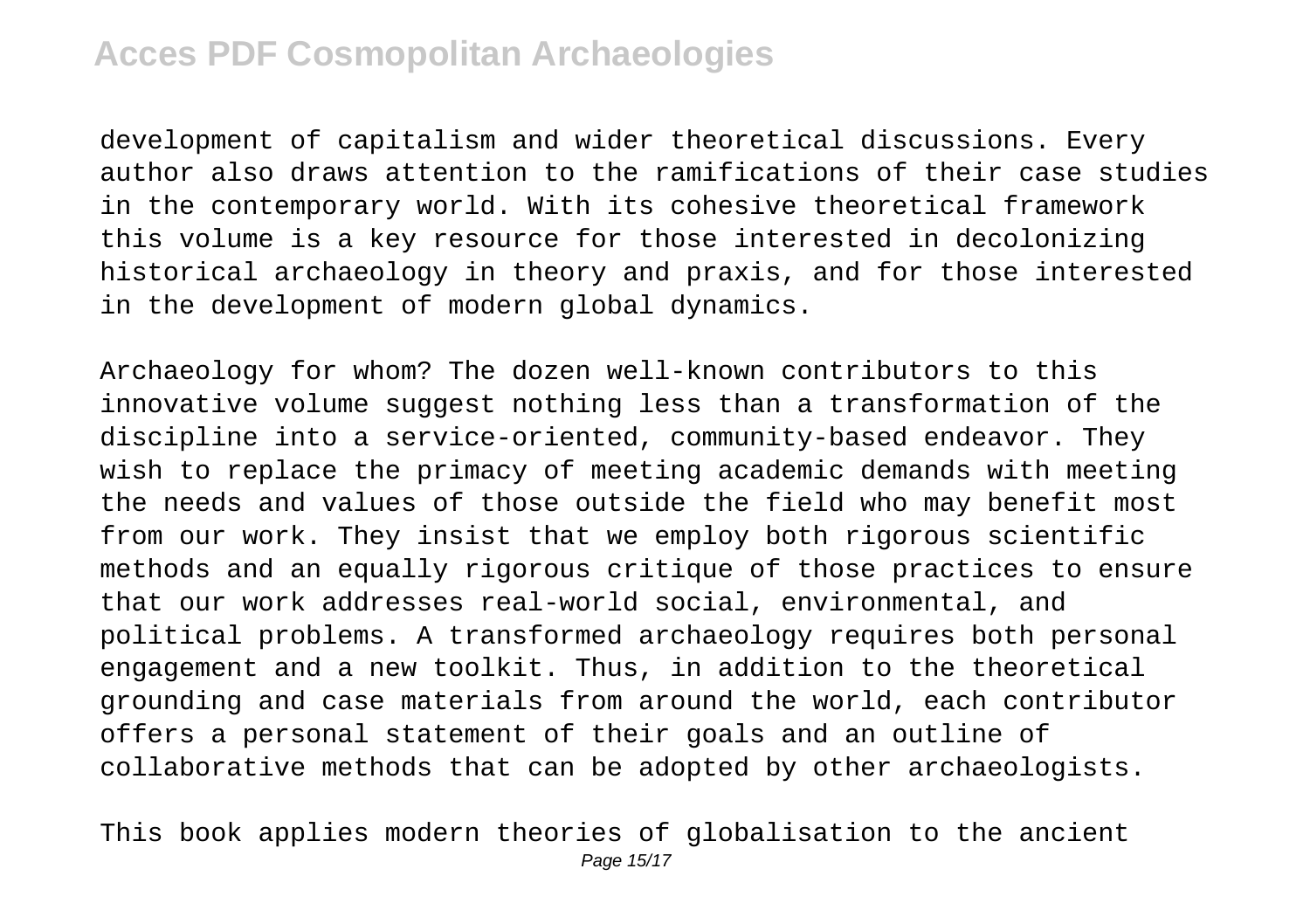development of capitalism and wider theoretical discussions. Every author also draws attention to the ramifications of their case studies in the contemporary world. With its cohesive theoretical framework this volume is a key resource for those interested in decolonizing historical archaeology in theory and praxis, and for those interested in the development of modern global dynamics.

Archaeology for whom? The dozen well-known contributors to this innovative volume suggest nothing less than a transformation of the discipline into a service-oriented, community-based endeavor. They wish to replace the primacy of meeting academic demands with meeting the needs and values of those outside the field who may benefit most from our work. They insist that we employ both rigorous scientific methods and an equally rigorous critique of those practices to ensure that our work addresses real-world social, environmental, and political problems. A transformed archaeology requires both personal engagement and a new toolkit. Thus, in addition to the theoretical grounding and case materials from around the world, each contributor offers a personal statement of their goals and an outline of collaborative methods that can be adopted by other archaeologists.

This book applies modern theories of globalisation to the ancient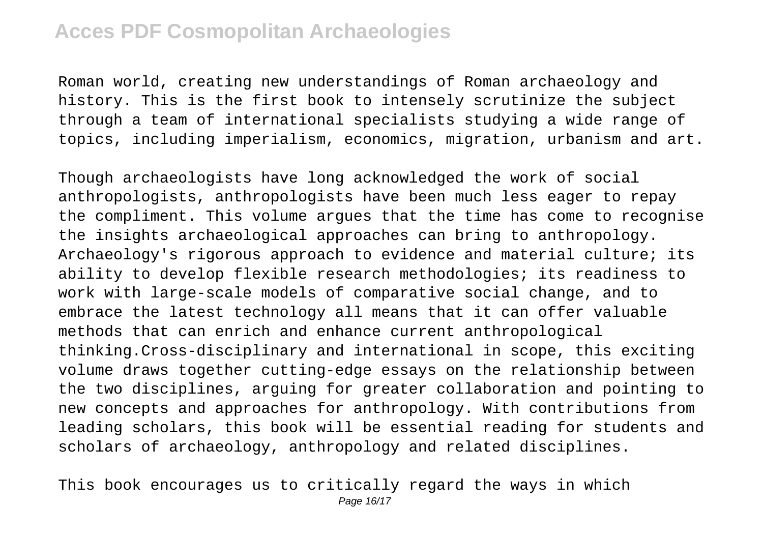Roman world, creating new understandings of Roman archaeology and history. This is the first book to intensely scrutinize the subject through a team of international specialists studying a wide range of topics, including imperialism, economics, migration, urbanism and art.

Though archaeologists have long acknowledged the work of social anthropologists, anthropologists have been much less eager to repay the compliment. This volume argues that the time has come to recognise the insights archaeological approaches can bring to anthropology. Archaeology's rigorous approach to evidence and material culture; its ability to develop flexible research methodologies; its readiness to work with large-scale models of comparative social change, and to embrace the latest technology all means that it can offer valuable methods that can enrich and enhance current anthropological thinking.Cross-disciplinary and international in scope, this exciting volume draws together cutting-edge essays on the relationship between the two disciplines, arguing for greater collaboration and pointing to new concepts and approaches for anthropology. With contributions from leading scholars, this book will be essential reading for students and scholars of archaeology, anthropology and related disciplines.

This book encourages us to critically regard the ways in which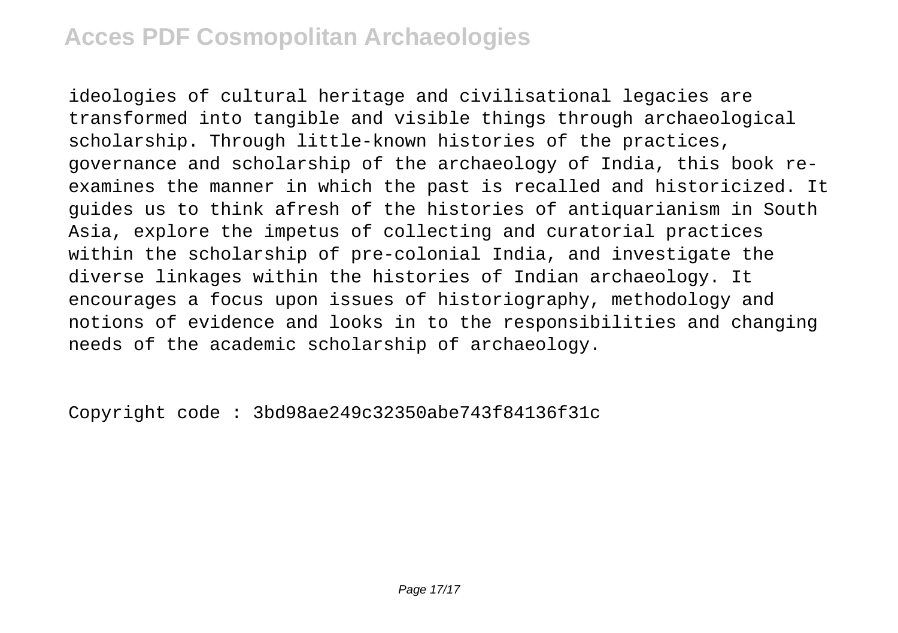ideologies of cultural heritage and civilisational legacies are transformed into tangible and visible things through archaeological scholarship. Through little-known histories of the practices, governance and scholarship of the archaeology of India, this book re-examines the manner in which the past is recalled and historicized. It guides us to think afresh of the histories of antiquarianism in South Asia, explore the impetus of collecting and curatorial practices within the scholarship of pre-colonial India, and investigate the diverse linkages within the histories of Indian archaeology. It encourages a focus upon issues of historiography, methodology and notions of evidence and looks in to the responsibilities and changing needs of the academic scholarship of archaeology.

Copyright code : 3bd98ae249c32350abe743f84136f31c